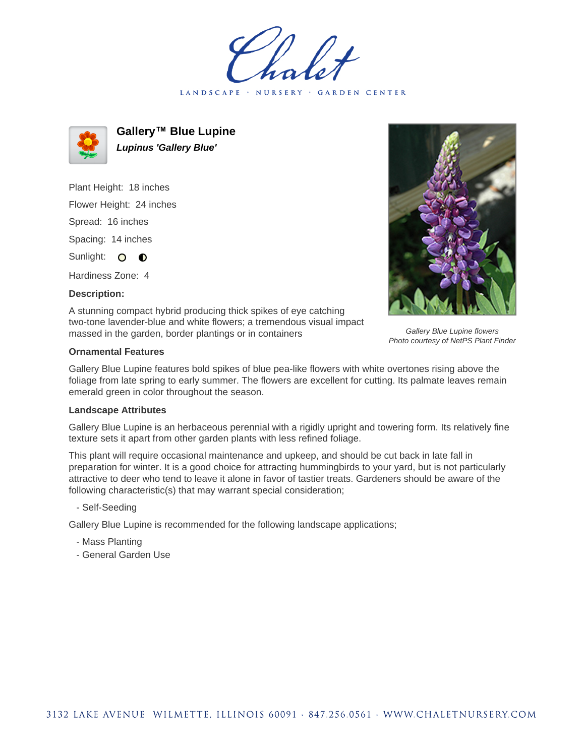Chalet

LANDSCAPE · NURSERY · GARDEN CENTER

# Gallery™ Blue Lupine

***Lupinus 'Gallery Blue'***

Plant Height: 18 inches

Flower Height: 24 inches

Spread: 16 inches

Spacing: 14 inches

Sunlight:

Hardiness Zone: 4

**Description:**

A stunning compact hybrid producing thick spikes of eye catching two-tone lavender-blue and white flowers; a tremendous visual impact massed in the garden, border plantings or in containers

*Gallery Blue Lupine flowers*
*Photo courtesy of NetPS Plant Finder*

### Ornamental Features

Gallery Blue Lupine features bold spikes of blue pea-like flowers with white overtones rising above the foliage from late spring to early summer. The flowers are excellent for cutting. Its palmate leaves remain emerald green in color throughout the season.

### Landscape Attributes

Gallery Blue Lupine is an herbaceous perennial with a rigidly upright and towering form. Its relatively fine texture sets it apart from other garden plants with less refined foliage.

This plant will require occasional maintenance and upkeep, and should be cut back in late fall in preparation for winter. It is a good choice for attracting hummingbirds to your yard, but is not particularly attractive to deer who tend to leave it alone in favor of tastier treats. Gardeners should be aware of the following characteristic(s) that may warrant special consideration;

- Self-Seeding

Gallery Blue Lupine is recommended for the following landscape applications;

- Mass Planting
- General Garden Use

3132 LAKE AVENUE WILMETTE, ILLINOIS 60091 · 847.256.0561 · WWW.CHALETNURSERY.COM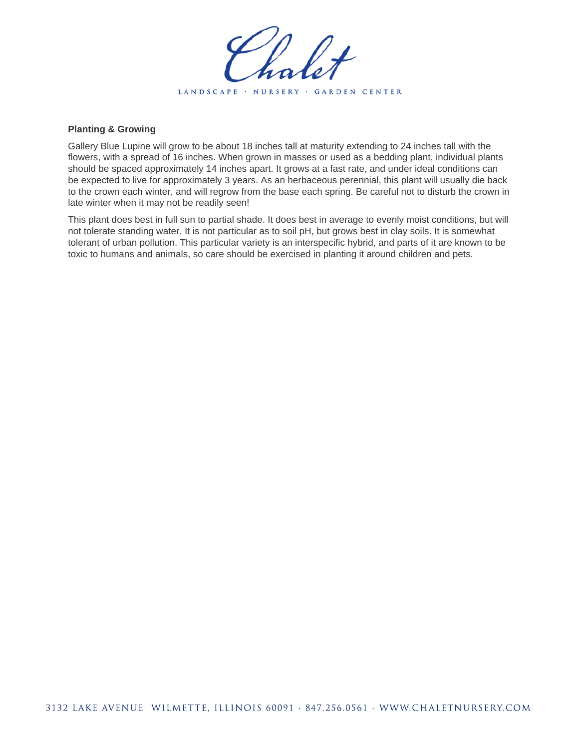**Planting & Growing**

Gallery Blue Lupine will grow to be about 18 inches tall at maturity extending to 24 inches tall with the flowers, with a spread of 16 inches. When grown in masses or used as a bedding plant, individual plants should be spaced approximately 14 inches apart. It grows at a fast rate, and under ideal conditions can be expected to live for approximately 3 years. As an herbaceous perennial, this plant will usually die back to the crown each winter, and will regrow from the base each spring. Be careful not to disturb the crown in late winter when it may not be readily seen!

This plant does best in full sun to partial shade. It does best in average to evenly moist conditions, but will not tolerate standing water. It is not particular as to soil pH, but grows best in clay soils. It is somewhat tolerant of urban pollution. This particular variety is an interspecific hybrid, and parts of it are known to be toxic to humans and animals, so care should be exercised in planting it around children and pets.